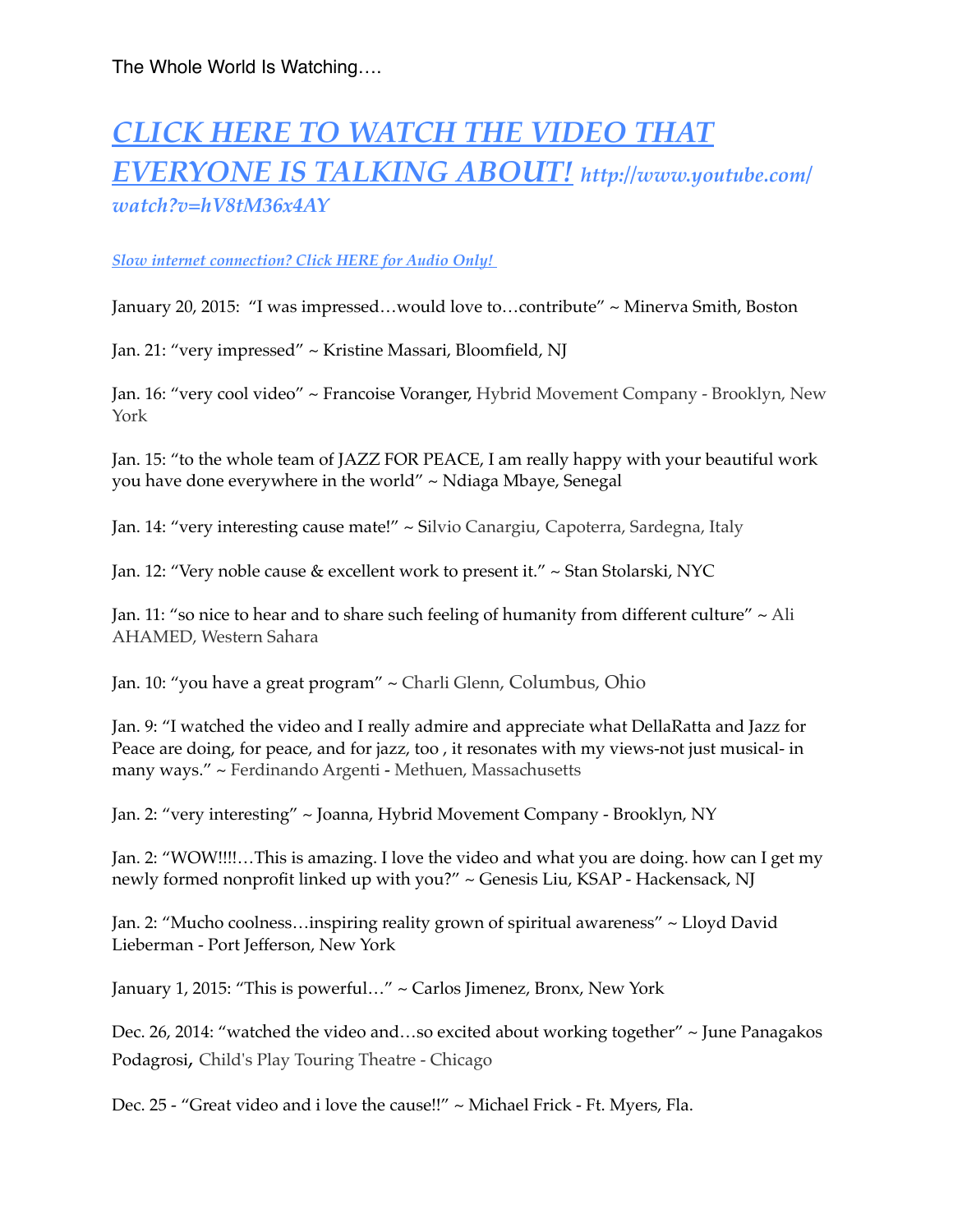The Whole World Is Watching….

## *[CLICK HERE TO WATCH THE VIDEO THAT EVERYONE IS TALKING ABOUT!](http://www.youtube.com/watch?v=hV8tM36x4AY)* *http://www.youtube.com/watch?v=hV8tM36x4AY*

*Slow internet connection? Click HERE for Audio Only!*

January 20, 2015: "I was impressed…would love to…contribute" ~ Minerva Smith, Boston

Jan. 21: "very impressed" ~ Kristine Massari, Bloomfield, NJ

Jan. 16: "very cool video" ~ Francoise Voranger, Hybrid Movement Company - Brooklyn, New York

Jan. 15: "to the whole team of JAZZ FOR PEACE, I am really happy with your beautiful work you have done everywhere in the world" ~ Ndiaga Mbaye, Senegal

Jan. 14: "very interesting cause mate!" ~ Silvio Canargiu, Capoterra, Sardegna, Italy

Jan. 12: "Very noble cause & excellent work to present it." ~ Stan Stolarski, NYC

Jan. 11: "so nice to hear and to share such feeling of humanity from different culture" ~ Ali AHAMED, Western Sahara

Jan. 10: "you have a great program" ~ Charli Glenn, Columbus, Ohio

Jan. 9: "I watched the video and I really admire and appreciate what DellaRatta and Jazz for Peace are doing, for peace, and for jazz, too , it resonates with my views-not just musical- in many ways." ~ Ferdinando Argenti - Methuen, Massachusetts

Jan. 2: "very interesting" ~ Joanna, Hybrid Movement Company - Brooklyn, NY

Jan. 2: "WOW!!!!…This is amazing. I love the video and what you are doing. how can I get my newly formed nonprofit linked up with you?" ~ Genesis Liu, KSAP - Hackensack, NJ

Jan. 2: "Mucho coolness…inspiring reality grown of spiritual awareness" ~ Lloyd David Lieberman - Port Jefferson, New York

January 1, 2015: "This is powerful…" ~ Carlos Jimenez, Bronx, New York

Dec. 26, 2014: "watched the video and…so excited about working together" ~ June Panagakos Podagrosi, Child's Play Touring Theatre - Chicago

Dec. 25 - "Great video and i love the cause!!" ~ Michael Frick - Ft. Myers, Fla.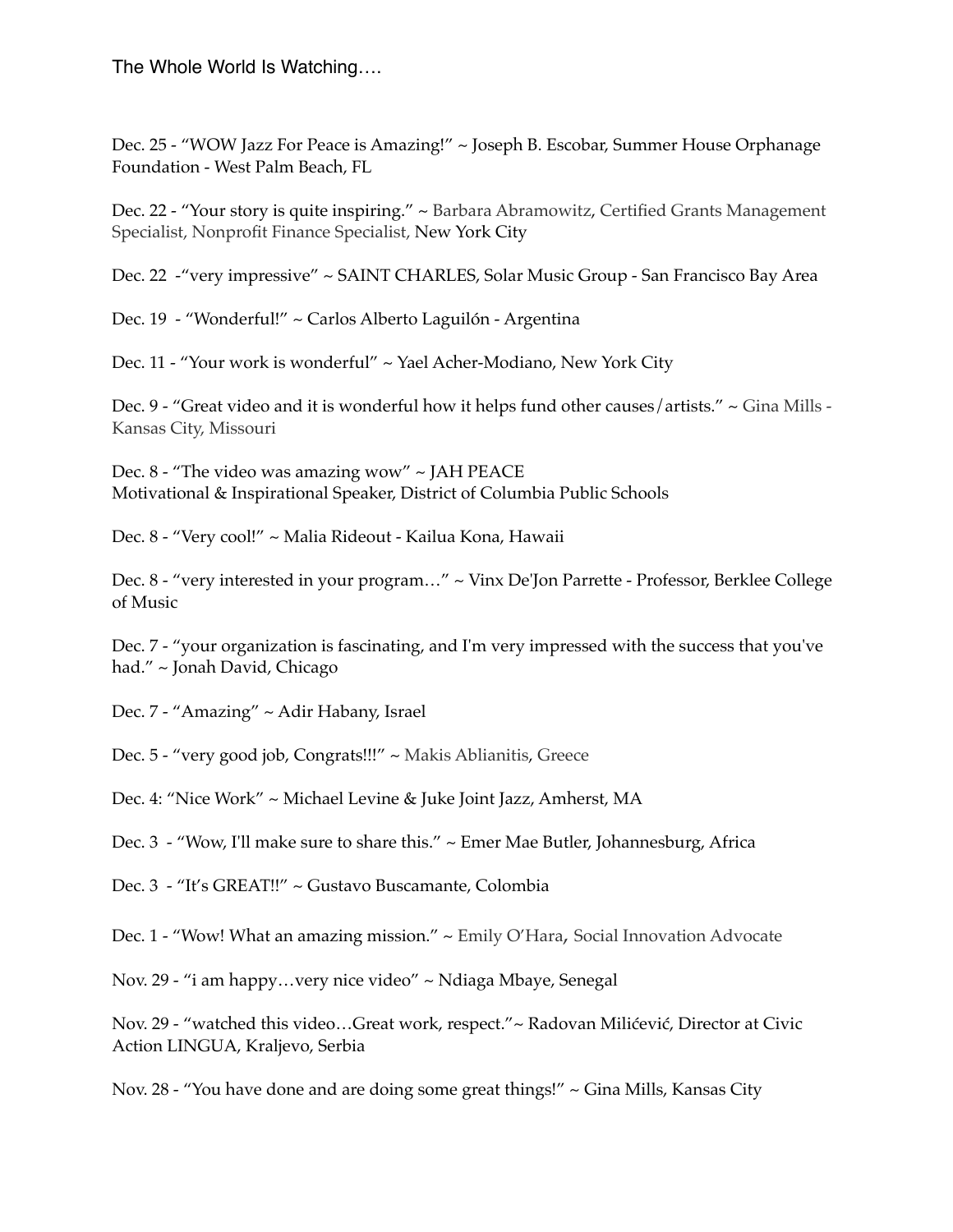The Whole World Is Watching….

Dec. 25 - "WOW Jazz For Peace is Amazing!" ~ Joseph B. Escobar, Summer House Orphanage Foundation - West Palm Beach, FL

Dec. 22 - "Your story is quite inspiring." ~ Barbara Abramowitz, Certified Grants Management Specialist, Nonprofit Finance Specialist, New York City

Dec. 22 -"very impressive" ~ SAINT CHARLES, Solar Music Group - San Francisco Bay Area

Dec. 19 - "Wonderful!" ~ Carlos Alberto Laguilón - Argentina

Dec. 11 - "Your work is wonderful" ~ Yael Acher-Modiano, New York City

Dec. 9 - "Great video and it is wonderful how it helps fund other causes/artists." ~ Gina Mills - Kansas City, Missouri

Dec. 8 - "The video was amazing wow" ~ JAH PEACE
Motivational & Inspirational Speaker, District of Columbia Public Schools

Dec. 8 - "Very cool!" ~ Malia Rideout - Kailua Kona, Hawaii

Dec. 8 - "very interested in your program…" ~ Vinx De'Jon Parrette - Professor, Berklee College of Music

Dec. 7 - "your organization is fascinating, and I'm very impressed with the success that you've had." ~ Jonah David, Chicago

Dec. 7 - "Amazing" ~ Adir Habany, Israel

Dec. 5 - "very good job, Congrats!!!" ~ Makis Ablianitis, Greece

Dec. 4: "Nice Work" ~ Michael Levine & Juke Joint Jazz, Amherst, MA

Dec. 3 - "Wow, I'll make sure to share this." ~ Emer Mae Butler, Johannesburg, Africa

Dec. 3 - "It's GREAT!!" ~ Gustavo Buscamante, Colombia

Dec. 1 - "Wow! What an amazing mission." ~ Emily O'Hara, Social Innovation Advocate

Nov. 29 - "i am happy…very nice video" ~ Ndiaga Mbaye, Senegal

Nov. 29 - "watched this video…Great work, respect."~ Radovan Milićević, Director at Civic Action LINGUA, Kraljevo, Serbia

Nov. 28 - "You have done and are doing some great things!" ~ Gina Mills, Kansas City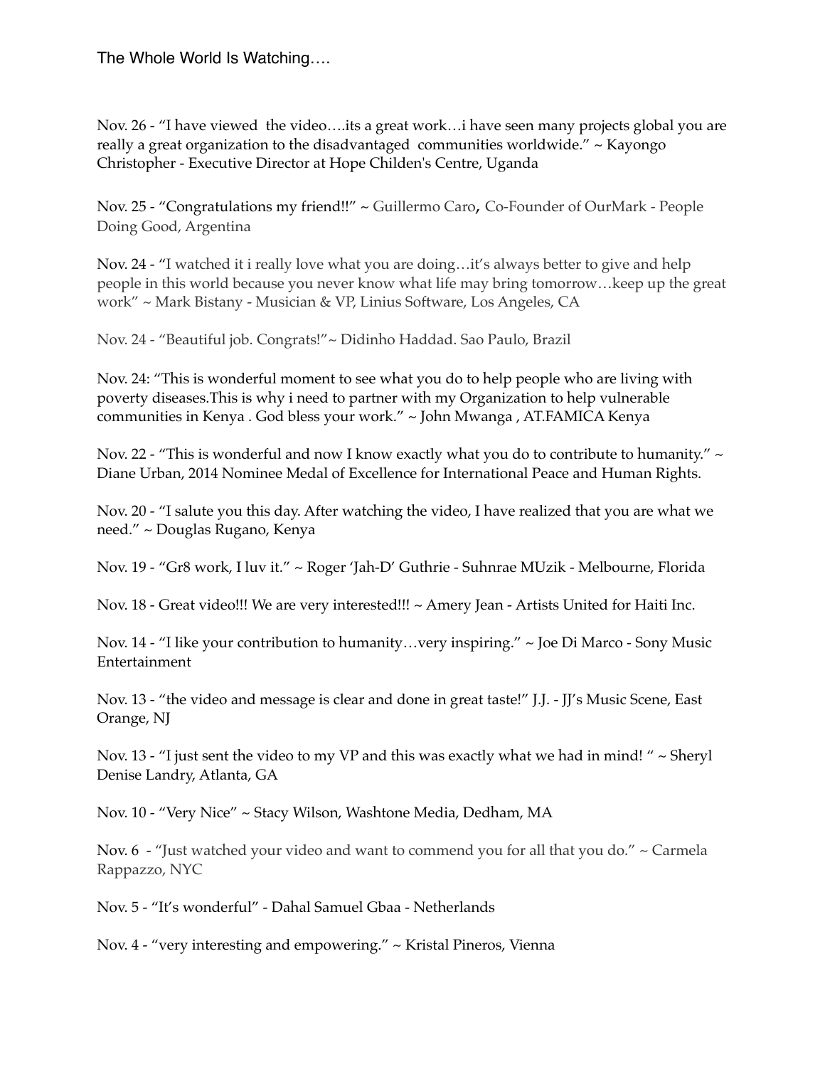The Whole World Is Watching….

Nov. 26 - "I have viewed  the video….its a great work…i have seen many projects global you are really a great organization to the disadvantaged  communities worldwide." ~ Kayongo Christopher - Executive Director at Hope Childen's Centre, Uganda

Nov. 25 - "Congratulations my friend!!" ~ Guillermo Caro, Co-Founder of OurMark - People Doing Good, Argentina

Nov. 24 - "I watched it i really love what you are doing…it's always better to give and help people in this world because you never know what life may bring tomorrow…keep up the great work" ~ Mark Bistany - Musician & VP, Linius Software, Los Angeles, CA

Nov. 24 - "Beautiful job. Congrats!"~ Didinho Haddad. Sao Paulo, Brazil

Nov. 24: "This is wonderful moment to see what you do to help people who are living with poverty diseases.This is why i need to partner with my Organization to help vulnerable communities in Kenya . God bless your work." ~ John Mwanga , AT.FAMICA Kenya

Nov. 22 - "This is wonderful and now I know exactly what you do to contribute to humanity." ~ Diane Urban, 2014 Nominee Medal of Excellence for International Peace and Human Rights.

Nov. 20 - "I salute you this day. After watching the video, I have realized that you are what we need." ~ Douglas Rugano, Kenya

Nov. 19 - "Gr8 work, I luv it." ~ Roger 'Jah-D' Guthrie - Suhnrae MUzik - Melbourne, Florida

Nov. 18 - Great video!!! We are very interested!!! ~ Amery Jean - Artists United for Haiti Inc.

Nov. 14 - "I like your contribution to humanity…very inspiring." ~ Joe Di Marco - Sony Music Entertainment

Nov. 13 - "the video and message is clear and done in great taste!" J.J. - JJ's Music Scene, East Orange, NJ

Nov. 13 - "I just sent the video to my VP and this was exactly what we had in mind! " ~ Sheryl Denise Landry, Atlanta, GA

Nov. 10 - "Very Nice" ~ Stacy Wilson, Washtone Media, Dedham, MA

Nov. 6  - "Just watched your video and want to commend you for all that you do." ~ Carmela Rappazzo, NYC

Nov. 5 - "It's wonderful" - Dahal Samuel Gbaa - Netherlands

Nov. 4 - "very interesting and empowering." ~ Kristal Pineros, Vienna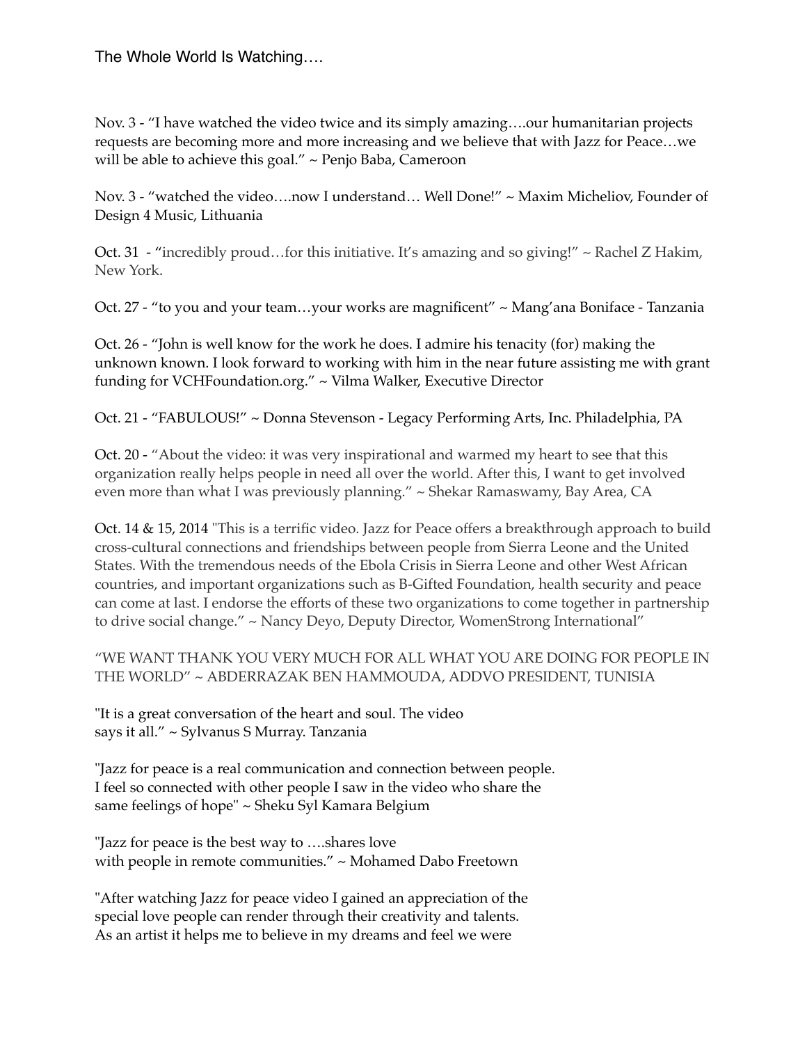The Whole World Is Watching….

Nov. 3 - "I have watched the video twice and its simply amazing….our humanitarian projects requests are becoming more and more increasing and we believe that with Jazz for Peace…we will be able to achieve this goal." ~ Penjo Baba, Cameroon

Nov. 3 - "watched the video….now I understand… Well Done!" ~ Maxim Micheliov, Founder of Design 4 Music, Lithuania

Oct. 31 - "incredibly proud…for this initiative. It's amazing and so giving!" ~ Rachel Z Hakim, New York.

Oct. 27 - "to you and your team…your works are magnificent" ~ Mang'ana Boniface - Tanzania

Oct. 26 - "John is well know for the work he does. I admire his tenacity (for) making the unknown known. I look forward to working with him in the near future assisting me with grant funding for VCHFoundation.org." ~ Vilma Walker, Executive Director

Oct. 21 - "FABULOUS!" ~ Donna Stevenson - Legacy Performing Arts, Inc. Philadelphia, PA

Oct. 20 - "About the video: it was very inspirational and warmed my heart to see that this organization really helps people in need all over the world. After this, I want to get involved even more than what I was previously planning." ~ Shekar Ramaswamy, Bay Area, CA

Oct. 14 & 15, 2014 "This is a terrific video. Jazz for Peace offers a breakthrough approach to build cross-cultural connections and friendships between people from Sierra Leone and the United States. With the tremendous needs of the Ebola Crisis in Sierra Leone and other West African countries, and important organizations such as B-Gifted Foundation, health security and peace can come at last. I endorse the efforts of these two organizations to come together in partnership to drive social change." ~ Nancy Deyo, Deputy Director, WomenStrong International"

"WE WANT THANK YOU VERY MUCH FOR ALL WHAT YOU ARE DOING FOR PEOPLE IN THE WORLD" ~ ABDERRAZAK BEN HAMMOUDA, ADDVO PRESIDENT, TUNISIA

"It is a great conversation of the heart and soul. The video says it all." ~ Sylvanus S Murray. Tanzania

"Jazz for peace is a real communication and connection between people. I feel so connected with other people I saw in the video who share the same feelings of hope" ~ Sheku Syl Kamara Belgium

"Jazz for peace is the best way to ….shares love with people in remote communities." ~ Mohamed Dabo Freetown

"After watching Jazz for peace video I gained an appreciation of the special love people can render through their creativity and talents. As an artist it helps me to believe in my dreams and feel we were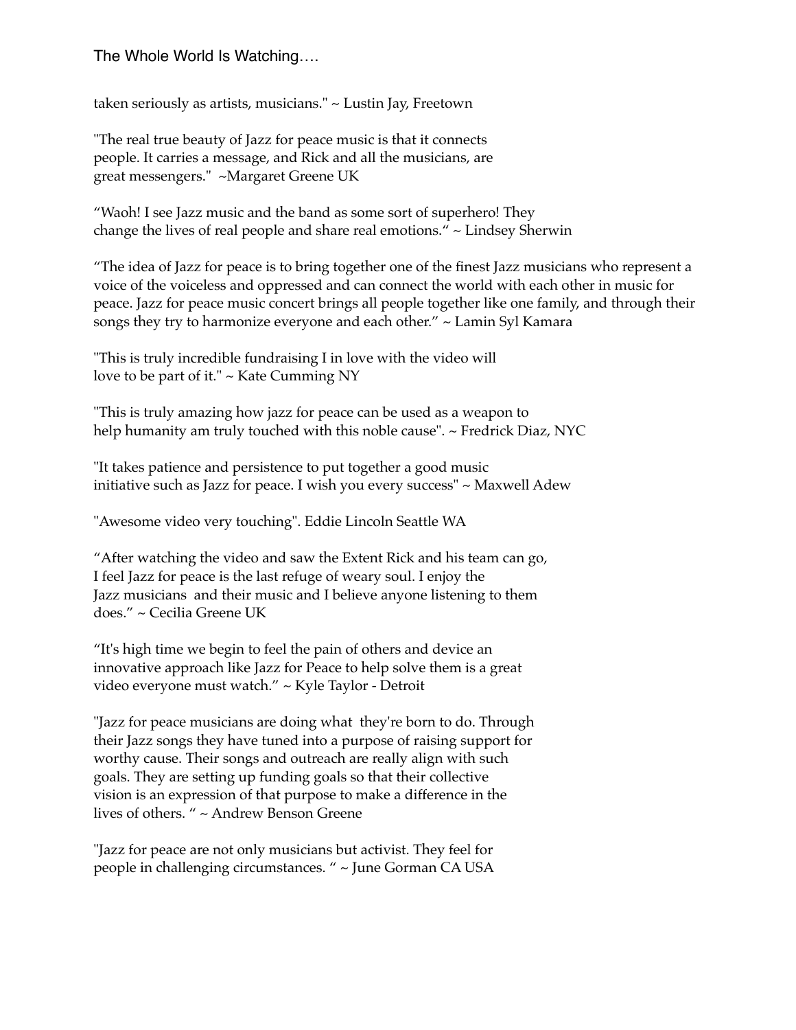taken seriously as artists, musicians." ~ Lustin Jay, Freetown

"The real true beauty of Jazz for peace music is that it connects people. It carries a message, and Rick and all the musicians, are great messengers." ~Margaret Greene UK

“Waoh! I see Jazz music and the band as some sort of superhero! They change the lives of real people and share real emotions.“ ~ Lindsey Sherwin

“The idea of Jazz for peace is to bring together one of the finest Jazz musicians who represent a voice of the voiceless and oppressed and can connect the world with each other in music for peace. Jazz for peace music concert brings all people together like one family, and through their songs they try to harmonize everyone and each other.” ~ Lamin Syl Kamara

"This is truly incredible fundraising I in love with the video will love to be part of it." ~ Kate Cumming NY

"This is truly amazing how jazz for peace can be used as a weapon to help humanity am truly touched with this noble cause". ~ Fredrick Diaz, NYC

"It takes patience and persistence to put together a good music initiative such as Jazz for peace. I wish you every success" ~ Maxwell Adew

"Awesome video very touching". Eddie Lincoln Seattle WA

“After watching the video and saw the Extent Rick and his team can go, I feel Jazz for peace is the last refuge of weary soul. I enjoy the Jazz musicians and their music and I believe anyone listening to them does.” ~ Cecilia Greene UK

“It's high time we begin to feel the pain of others and device an innovative approach like Jazz for Peace to help solve them is a great video everyone must watch.” ~ Kyle Taylor - Detroit

"Jazz for peace musicians are doing what they're born to do. Through their Jazz songs they have tuned into a purpose of raising support for worthy cause. Their songs and outreach are really align with such goals. They are setting up funding goals so that their collective vision is an expression of that purpose to make a difference in the lives of others. “ ~ Andrew Benson Greene

"Jazz for peace are not only musicians but activist. They feel for people in challenging circumstances. “ ~ June Gorman CA USA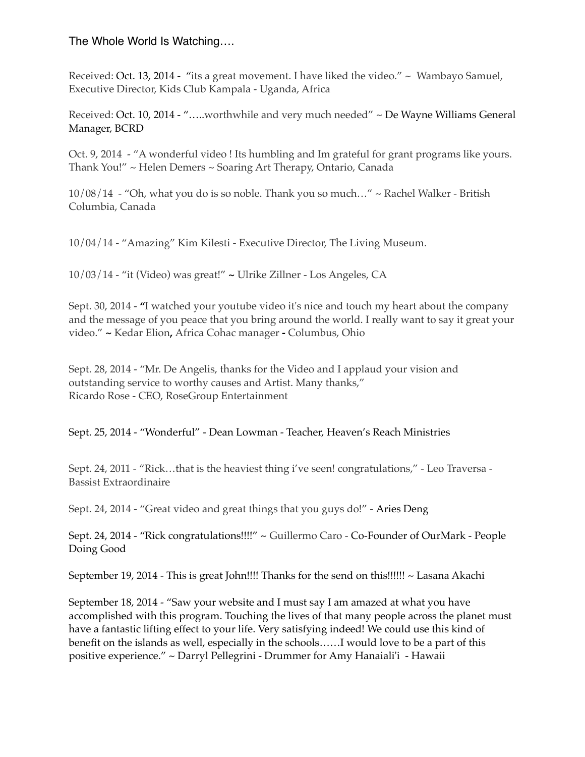The Whole World Is Watching….

Received: Oct. 13, 2014 - "its a great movement. I have liked the video." ~ Wambayo Samuel, Executive Director, Kids Club Kampala - Uganda, Africa

Received: Oct. 10, 2014 - "…..worthwhile and very much needed" ~ De Wayne Williams General Manager, BCRD

Oct. 9, 2014 - "A wonderful video ! Its humbling and Im grateful for grant programs like yours. Thank You!" ~ Helen Demers ~ Soaring Art Therapy, Ontario, Canada

10/08/14 - "Oh, what you do is so noble. Thank you so much…" ~ Rachel Walker - British Columbia, Canada

10/04/14 - "Amazing" Kim Kilesti - Executive Director, The Living Museum.

10/03/14 - "it (Video) was great!" ~ Ulrike Zillner - Los Angeles, CA

Sept. 30, 2014 - "I watched your youtube video it's nice and touch my heart about the company and the message of you peace that you bring around the world. I really want to say it great your video." ~ Kedar Elion, Africa Cohac manager - Columbus, Ohio

Sept. 28, 2014 - "Mr. De Angelis, thanks for the Video and I applaud your vision and outstanding service to worthy causes and Artist. Many thanks,"
Ricardo Rose - CEO, RoseGroup Entertainment

Sept. 25, 2014 - "Wonderful" - Dean Lowman - Teacher, Heaven's Reach Ministries

Sept. 24, 2011 - "Rick…that is the heaviest thing i've seen! congratulations," - Leo Traversa - Bassist Extraordinaire

Sept. 24, 2014 - "Great video and great things that you guys do!" - Aries Deng

Sept. 24, 2014 - "Rick congratulations!!!!" ~ Guillermo Caro - Co-Founder of OurMark - People Doing Good

September 19, 2014 - This is great John!!!! Thanks for the send on this!!!!!! ~ Lasana Akachi

September 18, 2014 - "Saw your website and I must say I am amazed at what you have accomplished with this program. Touching the lives of that many people across the planet must have a fantastic lifting effect to your life. Very satisfying indeed! We could use this kind of benefit on the islands as well, especially in the schools……I would love to be a part of this positive experience." ~ Darryl Pellegrini - Drummer for Amy Hanaiali'i - Hawaii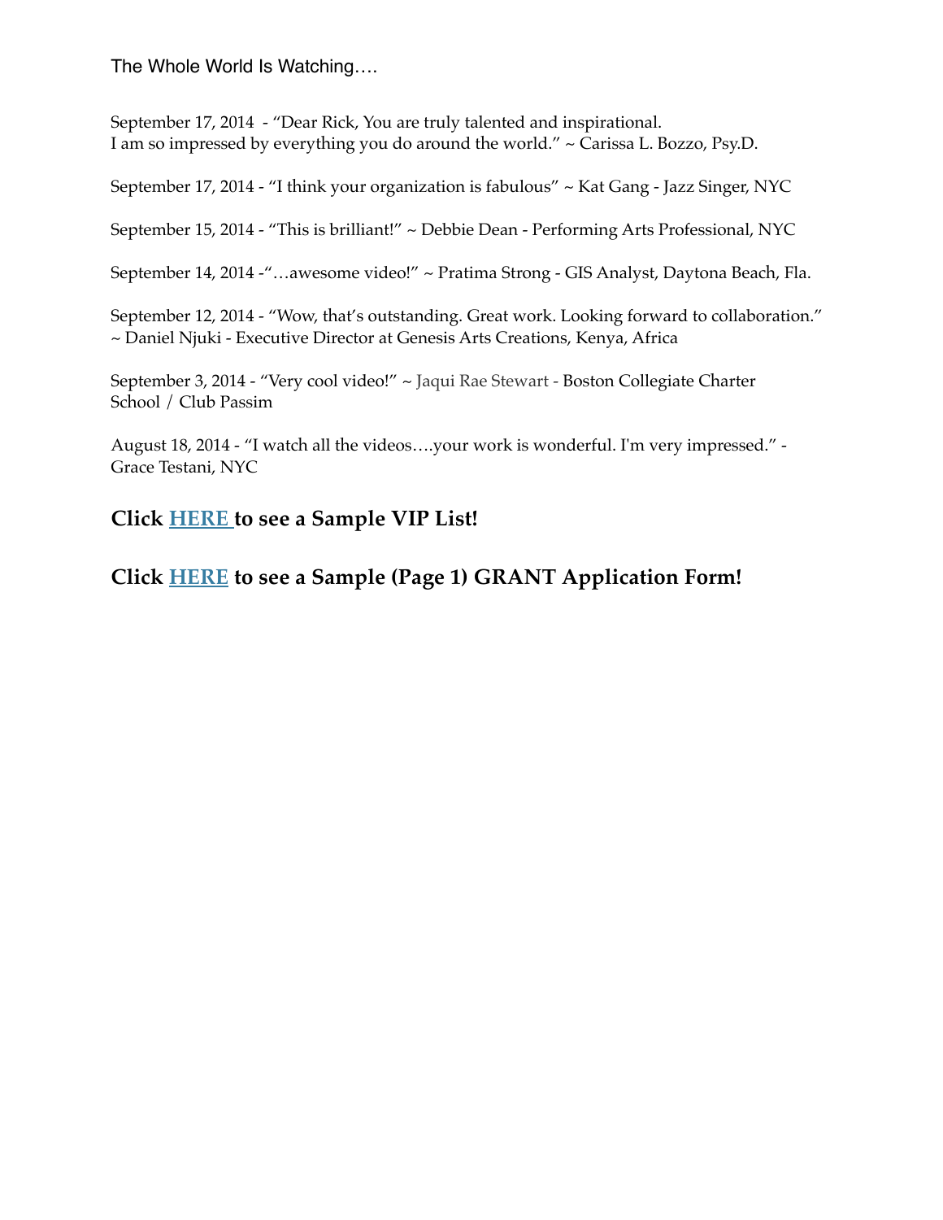The Whole World Is Watching….

September 17, 2014 - "Dear Rick, You are truly talented and inspirational. I am so impressed by everything you do around the world." ~ Carissa L. Bozzo, Psy.D.

September 17, 2014 - "I think your organization is fabulous" ~ Kat Gang - Jazz Singer, NYC

September 15, 2014 - "This is brilliant!" ~ Debbie Dean - Performing Arts Professional, NYC

September 14, 2014 -"…awesome video!" ~ Pratima Strong - GIS Analyst, Daytona Beach, Fla.

September 12, 2014 - "Wow, that's outstanding. Great work. Looking forward to collaboration." ~ Daniel Njuki - Executive Director at Genesis Arts Creations, Kenya, Africa

September 3, 2014 - "Very cool video!" ~ Jaqui Rae Stewart - Boston Collegiate Charter School / Club Passim

August 18, 2014 - "I watch all the videos….your work is wonderful. I'm very impressed." - Grace Testani, NYC

### Click HERE to see a Sample VIP List!

### Click HERE to see a Sample (Page 1) GRANT Application Form!